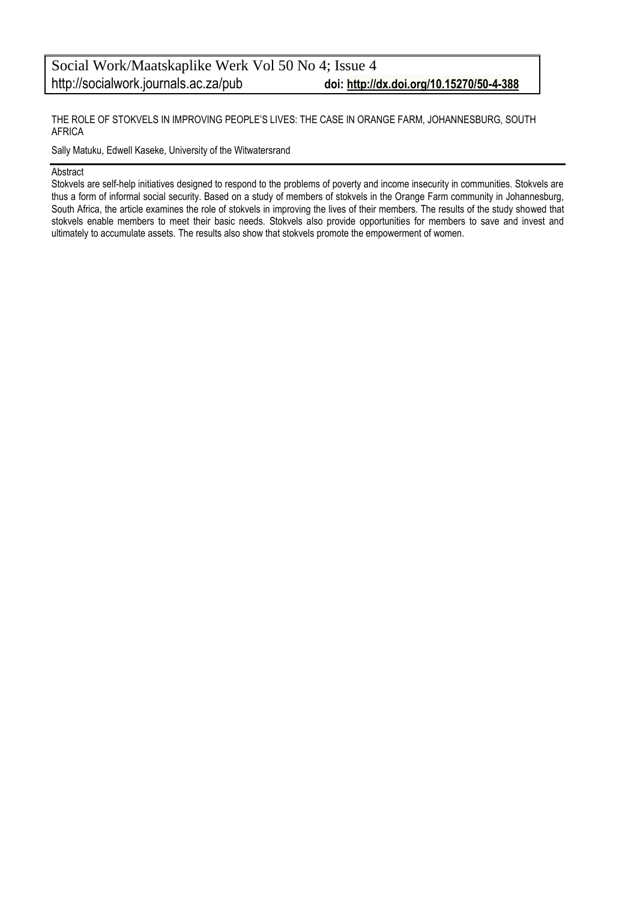# THE ROLE OF STOKVELS IN IMPROVING PEOPLE'S LIVES: THE CASE IN ORANGE FARM, JOHANNESBURG, SOUTH AFRICA

Sally Matuku, Edwell Kaseke, University of the Witwatersrand

## Abstract

Stokvels are self-help initiatives designed to respond to the problems of poverty and income insecurity in communities. Stokvels are thus a form of informal social security. Based on a study of members of stokvels in the Orange Farm community in Johannesburg, South Africa, the article examines the role of stokvels in improving the lives of their members. The results of the study showed that stokvels enable members to meet their basic needs. Stokvels also provide opportunities for members to save and invest and ultimately to accumulate assets. The results also show that stokvels promote the empowerment of women.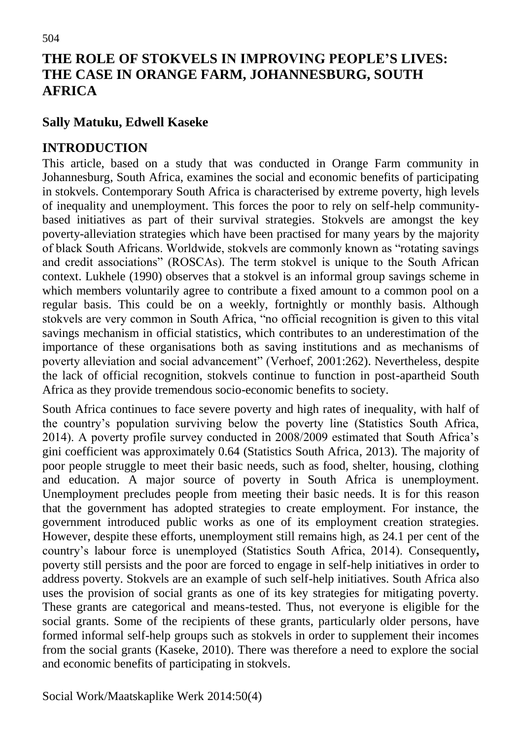# THE ROLE OF STOKVELS IN IMPROVING PEOPLE'S LIVES: THE CASE IN ORANGE FARM, JOHANNESBURG, SOUTH AFRICA

**Sally Matuku, Edwell Kaseke**

## INTRODUCTION

This article, based on a study that was conducted in Orange Farm community in Johannesburg, South Africa, examines the social and economic benefits of participating in stokvels. Contemporary South Africa is characterised by extreme poverty, high levels of inequality and unemployment. This forces the poor to rely on self-help community-based initiatives as part of their survival strategies. Stokvels are amongst the key poverty-alleviation strategies which have been practised for many years by the majority of black South Africans. Worldwide, stokvels are commonly known as "rotating savings and credit associations" (ROSCAs). The term stokvel is unique to the South African context. Lukhele (1990) observes that a stokvel is an informal group savings scheme in which members voluntarily agree to contribute a fixed amount to a common pool on a regular basis. This could be on a weekly, fortnightly or monthly basis. Although stokvels are very common in South Africa, "no official recognition is given to this vital savings mechanism in official statistics, which contributes to an underestimation of the importance of these organisations both as saving institutions and as mechanisms of poverty alleviation and social advancement" (Verhoef, 2001:262). Nevertheless, despite the lack of official recognition, stokvels continue to function in post-apartheid South Africa as they provide tremendous socio-economic benefits to society.

South Africa continues to face severe poverty and high rates of inequality, with half of the country's population surviving below the poverty line (Statistics South Africa, 2014). A poverty profile survey conducted in 2008/2009 estimated that South Africa's gini coefficient was approximately 0.64 (Statistics South Africa, 2013). The majority of poor people struggle to meet their basic needs, such as food, shelter, housing, clothing and education. A major source of poverty in South Africa is unemployment. Unemployment precludes people from meeting their basic needs. It is for this reason that the government has adopted strategies to create employment. For instance, the government introduced public works as one of its employment creation strategies. However, despite these efforts, unemployment still remains high, as 24.1 per cent of the country's labour force is unemployed (Statistics South Africa, 2014). Consequently, poverty still persists and the poor are forced to engage in self-help initiatives in order to address poverty. Stokvels are an example of such self-help initiatives. South Africa also uses the provision of social grants as one of its key strategies for mitigating poverty. These grants are categorical and means-tested. Thus, not everyone is eligible for the social grants. Some of the recipients of these grants, particularly older persons, have formed informal self-help groups such as stokvels in order to supplement their incomes from the social grants (Kaseke, 2010). There was therefore a need to explore the social and economic benefits of participating in stokvels.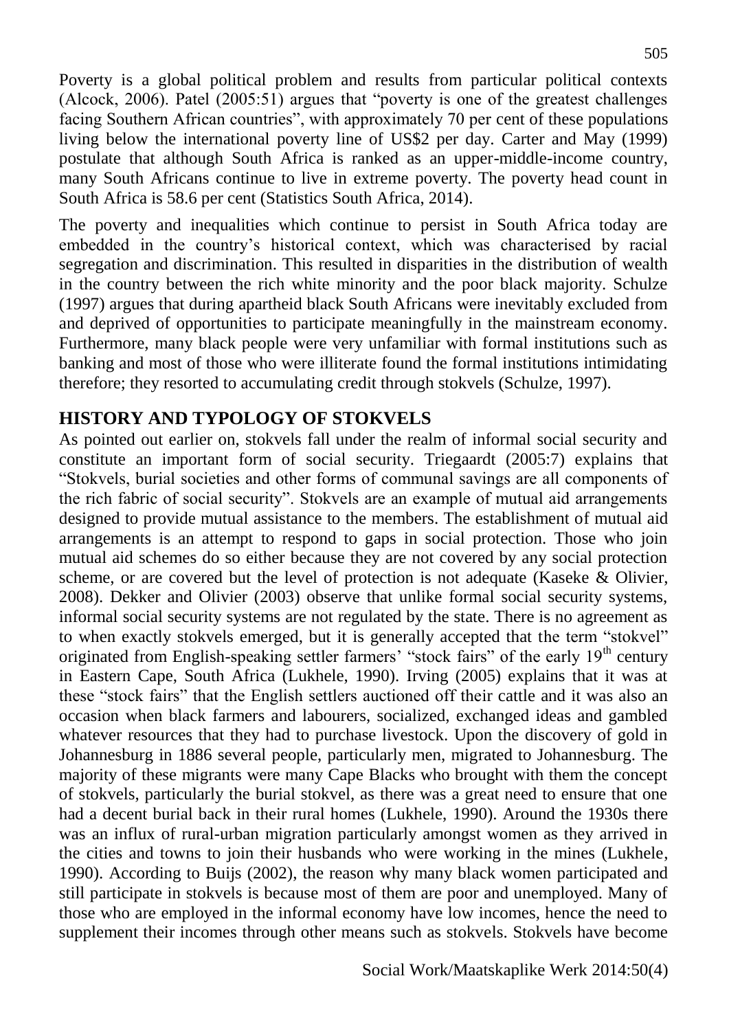Poverty is a global political problem and results from particular political contexts (Alcock, 2006). Patel (2005:51) argues that "poverty is one of the greatest challenges facing Southern African countries", with approximately 70 per cent of these populations living below the international poverty line of US$2 per day. Carter and May (1999) postulate that although South Africa is ranked as an upper-middle-income country, many South Africans continue to live in extreme poverty. The poverty head count in South Africa is 58.6 per cent (Statistics South Africa, 2014).

The poverty and inequalities which continue to persist in South Africa today are embedded in the country's historical context, which was characterised by racial segregation and discrimination. This resulted in disparities in the distribution of wealth in the country between the rich white minority and the poor black majority. Schulze (1997) argues that during apartheid black South Africans were inevitably excluded from and deprived of opportunities to participate meaningfully in the mainstream economy. Furthermore, many black people were very unfamiliar with formal institutions such as banking and most of those who were illiterate found the formal institutions intimidating therefore; they resorted to accumulating credit through stokvels (Schulze, 1997).

## HISTORY AND TYPOLOGY OF STOKVELS

As pointed out earlier on, stokvels fall under the realm of informal social security and constitute an important form of social security. Triegaardt (2005:7) explains that "Stokvels, burial societies and other forms of communal savings are all components of the rich fabric of social security". Stokvels are an example of mutual aid arrangements designed to provide mutual assistance to the members. The establishment of mutual aid arrangements is an attempt to respond to gaps in social protection. Those who join mutual aid schemes do so either because they are not covered by any social protection scheme, or are covered but the level of protection is not adequate (Kaseke & Olivier, 2008). Dekker and Olivier (2003) observe that unlike formal social security systems, informal social security systems are not regulated by the state. There is no agreement as to when exactly stokvels emerged, but it is generally accepted that the term "stokvel" originated from English-speaking settler farmers' "stock fairs" of the early 19th century in Eastern Cape, South Africa (Lukhele, 1990). Irving (2005) explains that it was at these "stock fairs" that the English settlers auctioned off their cattle and it was also an occasion when black farmers and labourers, socialized, exchanged ideas and gambled whatever resources that they had to purchase livestock. Upon the discovery of gold in Johannesburg in 1886 several people, particularly men, migrated to Johannesburg. The majority of these migrants were many Cape Blacks who brought with them the concept of stokvels, particularly the burial stokvel, as there was a great need to ensure that one had a decent burial back in their rural homes (Lukhele, 1990). Around the 1930s there was an influx of rural-urban migration particularly amongst women as they arrived in the cities and towns to join their husbands who were working in the mines (Lukhele, 1990). According to Buijs (2002), the reason why many black women participated and still participate in stokvels is because most of them are poor and unemployed. Many of those who are employed in the informal economy have low incomes, hence the need to supplement their incomes through other means such as stokvels. Stokvels have become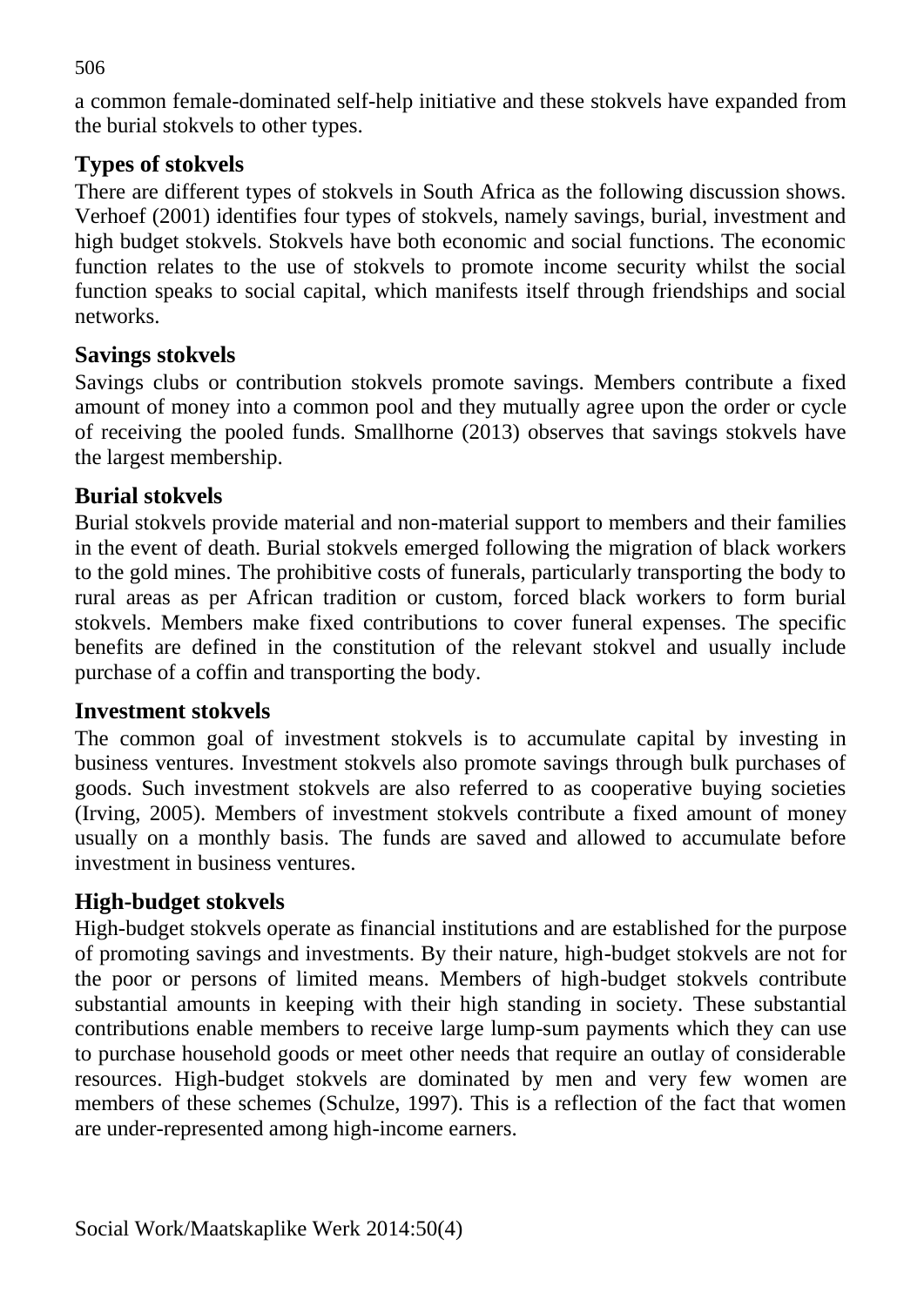a common female-dominated self-help initiative and these stokvels have expanded from the burial stokvels to other types.

## Types of stokvels

There are different types of stokvels in South Africa as the following discussion shows. Verhoef (2001) identifies four types of stokvels, namely savings, burial, investment and high budget stokvels. Stokvels have both economic and social functions. The economic function relates to the use of stokvels to promote income security whilst the social function speaks to social capital, which manifests itself through friendships and social networks.

### Savings stokvels

Savings clubs or contribution stokvels promote savings. Members contribute a fixed amount of money into a common pool and they mutually agree upon the order or cycle of receiving the pooled funds. Smallhorne (2013) observes that savings stokvels have the largest membership.

### Burial stokvels

Burial stokvels provide material and non-material support to members and their families in the event of death. Burial stokvels emerged following the migration of black workers to the gold mines. The prohibitive costs of funerals, particularly transporting the body to rural areas as per African tradition or custom, forced black workers to form burial stokvels. Members make fixed contributions to cover funeral expenses. The specific benefits are defined in the constitution of the relevant stokvel and usually include purchase of a coffin and transporting the body.

### Investment stokvels

The common goal of investment stokvels is to accumulate capital by investing in business ventures. Investment stokvels also promote savings through bulk purchases of goods. Such investment stokvels are also referred to as cooperative buying societies (Irving, 2005). Members of investment stokvels contribute a fixed amount of money usually on a monthly basis. The funds are saved and allowed to accumulate before investment in business ventures.

### High-budget stokvels

High-budget stokvels operate as financial institutions and are established for the purpose of promoting savings and investments. By their nature, high-budget stokvels are not for the poor or persons of limited means. Members of high-budget stokvels contribute substantial amounts in keeping with their high standing in society. These substantial contributions enable members to receive large lump-sum payments which they can use to purchase household goods or meet other needs that require an outlay of considerable resources. High-budget stokvels are dominated by men and very few women are members of these schemes (Schulze, 1997). This is a reflection of the fact that women are under-represented among high-income earners.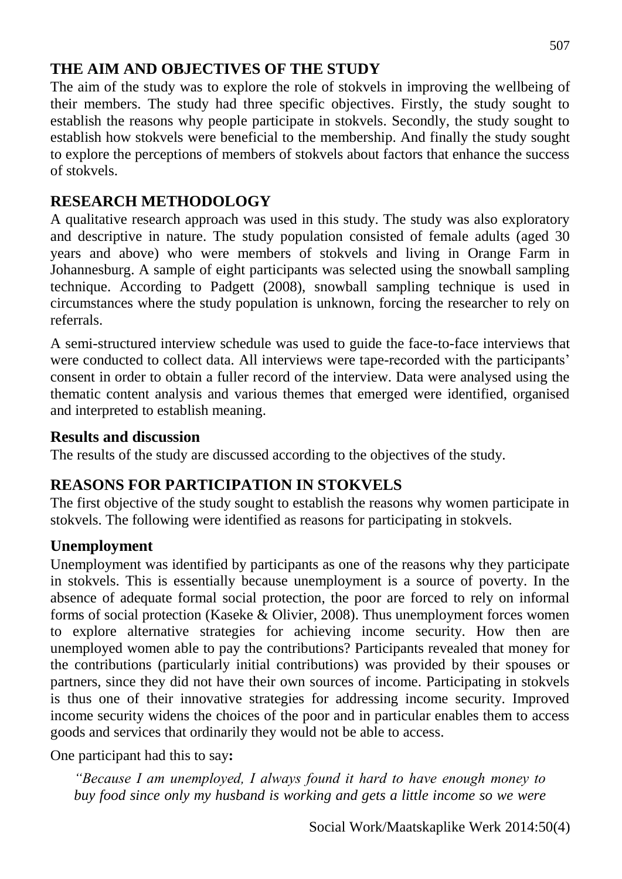## THE AIM AND OBJECTIVES OF THE STUDY

The aim of the study was to explore the role of stokvels in improving the wellbeing of their members. The study had three specific objectives. Firstly, the study sought to establish the reasons why people participate in stokvels. Secondly, the study sought to establish how stokvels were beneficial to the membership. And finally the study sought to explore the perceptions of members of stokvels about factors that enhance the success of stokvels.

## RESEARCH METHODOLOGY

A qualitative research approach was used in this study. The study was also exploratory and descriptive in nature. The study population consisted of female adults (aged 30 years and above) who were members of stokvels and living in Orange Farm in Johannesburg. A sample of eight participants was selected using the snowball sampling technique. According to Padgett (2008), snowball sampling technique is used in circumstances where the study population is unknown, forcing the researcher to rely on referrals.

A semi-structured interview schedule was used to guide the face-to-face interviews that were conducted to collect data. All interviews were tape-recorded with the participants' consent in order to obtain a fuller record of the interview. Data were analysed using the thematic content analysis and various themes that emerged were identified, organised and interpreted to establish meaning.

### Results and discussion

The results of the study are discussed according to the objectives of the study.

## REASONS FOR PARTICIPATION IN STOKVELS

The first objective of the study sought to establish the reasons why women participate in stokvels. The following were identified as reasons for participating in stokvels.

### Unemployment

Unemployment was identified by participants as one of the reasons why they participate in stokvels. This is essentially because unemployment is a source of poverty. In the absence of adequate formal social protection, the poor are forced to rely on informal forms of social protection (Kaseke & Olivier, 2008). Thus unemployment forces women to explore alternative strategies for achieving income security. How then are unemployed women able to pay the contributions? Participants revealed that money for the contributions (particularly initial contributions) was provided by their spouses or partners, since they did not have their own sources of income. Participating in stokvels is thus one of their innovative strategies for addressing income security. Improved income security widens the choices of the poor and in particular enables them to access goods and services that ordinarily they would not be able to access.

One participant had this to say**:**

> *"Because I am unemployed, I always found it hard to have enough money to buy food since only my husband is working and gets a little income so we were*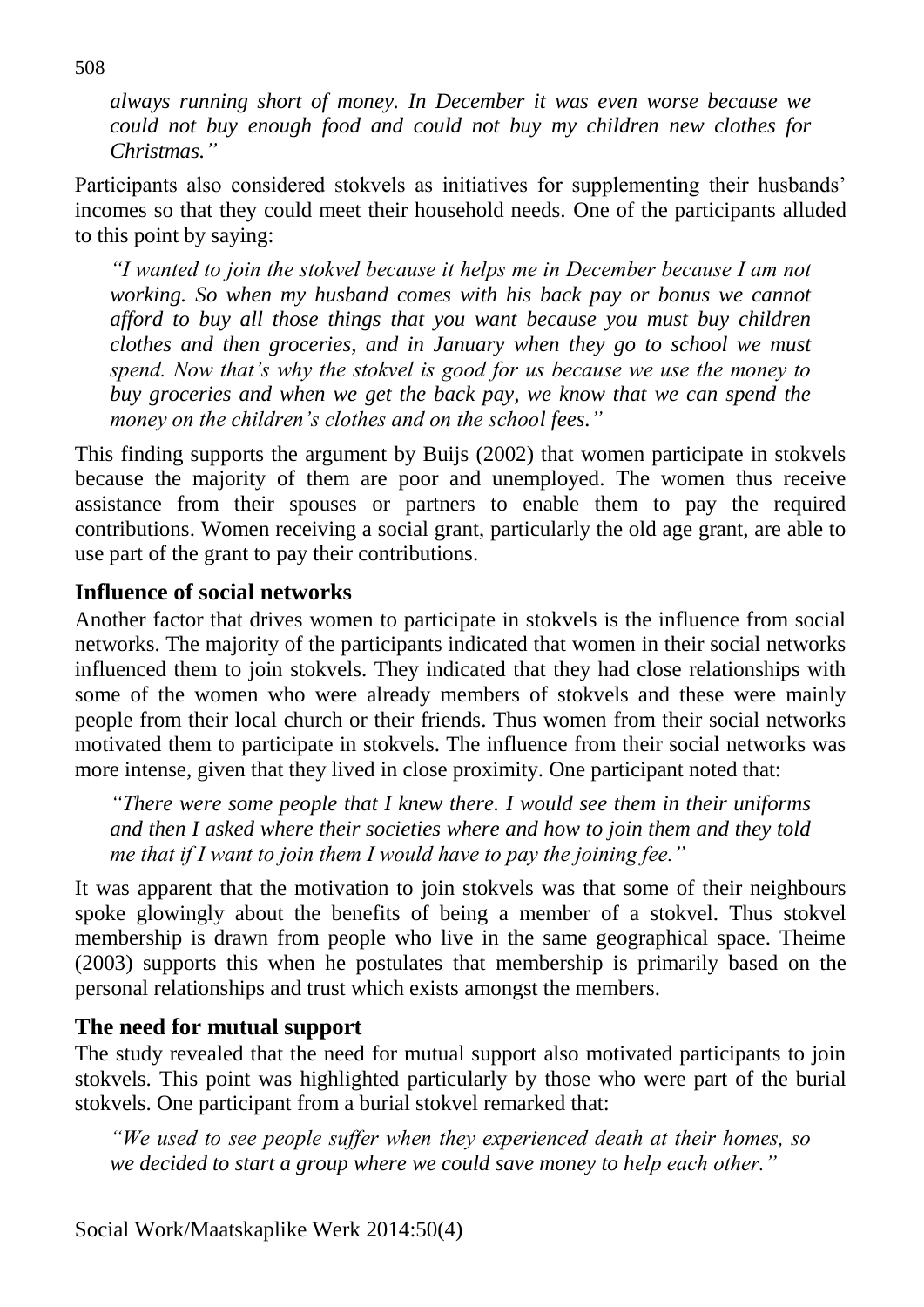*always running short of money. In December it was even worse because we could not buy enough food and could not buy my children new clothes for Christmas."*

Participants also considered stokvels as initiatives for supplementing their husbands' incomes so that they could meet their household needs. One of the participants alluded to this point by saying:

*"I wanted to join the stokvel because it helps me in December because I am not working. So when my husband comes with his back pay or bonus we cannot afford to buy all those things that you want because you must buy children clothes and then groceries, and in January when they go to school we must spend. Now that's why the stokvel is good for us because we use the money to buy groceries and when we get the back pay, we know that we can spend the money on the children's clothes and on the school fees."*

This finding supports the argument by Buijs (2002) that women participate in stokvels because the majority of them are poor and unemployed. The women thus receive assistance from their spouses or partners to enable them to pay the required contributions. Women receiving a social grant, particularly the old age grant, are able to use part of the grant to pay their contributions.

### Influence of social networks

Another factor that drives women to participate in stokvels is the influence from social networks. The majority of the participants indicated that women in their social networks influenced them to join stokvels. They indicated that they had close relationships with some of the women who were already members of stokvels and these were mainly people from their local church or their friends. Thus women from their social networks motivated them to participate in stokvels. The influence from their social networks was more intense, given that they lived in close proximity. One participant noted that:

*"There were some people that I knew there. I would see them in their uniforms and then I asked where their societies where and how to join them and they told me that if I want to join them I would have to pay the joining fee."*

It was apparent that the motivation to join stokvels was that some of their neighbours spoke glowingly about the benefits of being a member of a stokvel. Thus stokvel membership is drawn from people who live in the same geographical space. Theime (2003) supports this when he postulates that membership is primarily based on the personal relationships and trust which exists amongst the members.

### The need for mutual support

The study revealed that the need for mutual support also motivated participants to join stokvels. This point was highlighted particularly by those who were part of the burial stokvels. One participant from a burial stokvel remarked that:

*"We used to see people suffer when they experienced death at their homes, so we decided to start a group where we could save money to help each other."*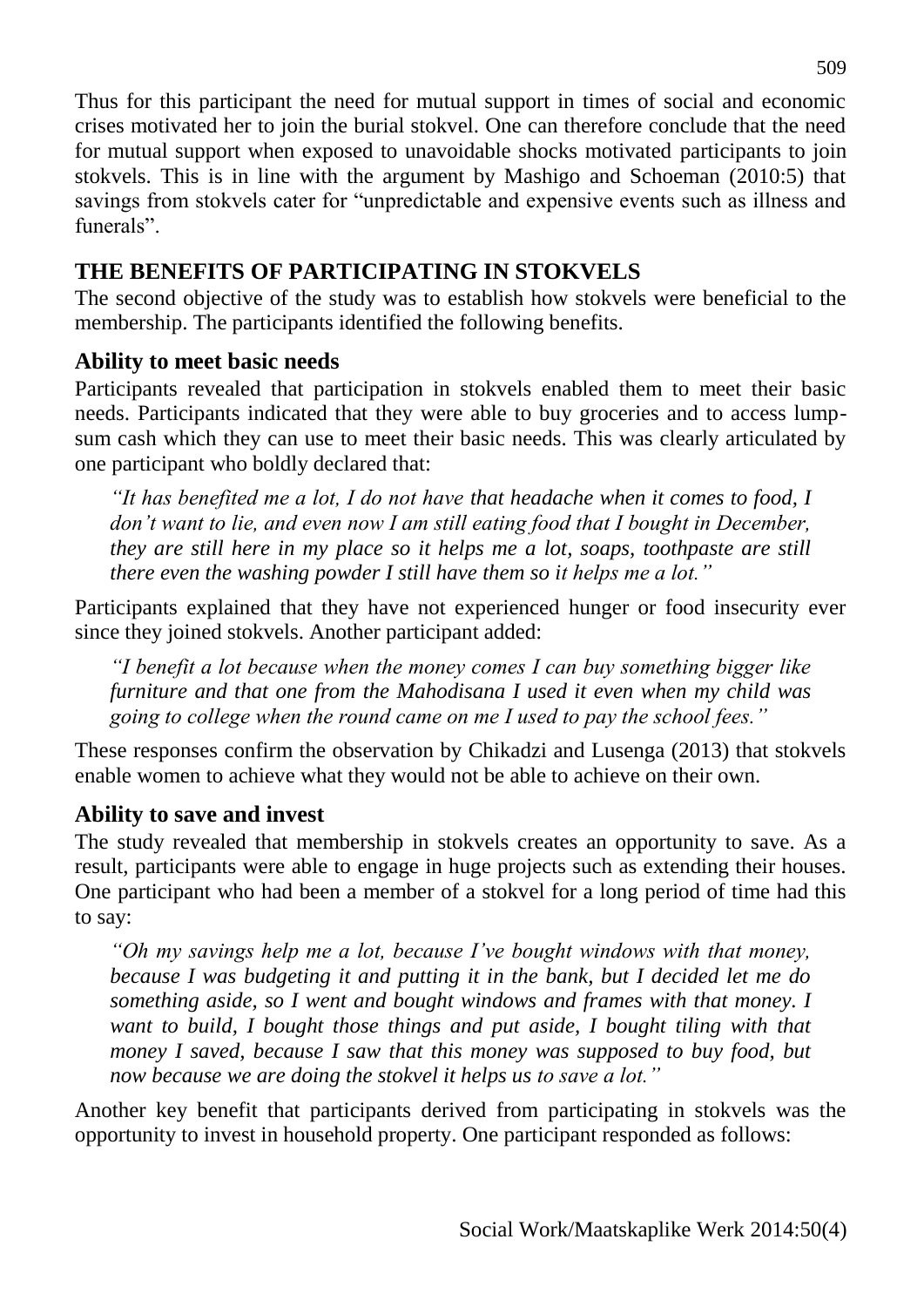Thus for this participant the need for mutual support in times of social and economic crises motivated her to join the burial stokvel. One can therefore conclude that the need for mutual support when exposed to unavoidable shocks motivated participants to join stokvels. This is in line with the argument by Mashigo and Schoeman (2010:5) that savings from stokvels cater for "unpredictable and expensive events such as illness and funerals".

## THE BENEFITS OF PARTICIPATING IN STOKVELS

The second objective of the study was to establish how stokvels were beneficial to the membership. The participants identified the following benefits.

### Ability to meet basic needs

Participants revealed that participation in stokvels enabled them to meet their basic needs. Participants indicated that they were able to buy groceries and to access lump-sum cash which they can use to meet their basic needs. This was clearly articulated by one participant who boldly declared that:

> *"It has benefited me a lot, I do not have that headache when it comes to food, I don't want to lie, and even now I am still eating food that I bought in December, they are still here in my place so it helps me a lot, soaps, toothpaste are still there even the washing powder I still have them so it helps me a lot."*

Participants explained that they have not experienced hunger or food insecurity ever since they joined stokvels. Another participant added:

> *"I benefit a lot because when the money comes I can buy something bigger like furniture and that one from the Mahodisana I used it even when my child was going to college when the round came on me I used to pay the school fees."*

These responses confirm the observation by Chikadzi and Lusenga (2013) that stokvels enable women to achieve what they would not be able to achieve on their own.

### Ability to save and invest

The study revealed that membership in stokvels creates an opportunity to save. As a result, participants were able to engage in huge projects such as extending their houses. One participant who had been a member of a stokvel for a long period of time had this to say:

> *"Oh my savings help me a lot, because I've bought windows with that money, because I was budgeting it and putting it in the bank, but I decided let me do something aside, so I went and bought windows and frames with that money. I want to build, I bought those things and put aside, I bought tiling with that money I saved, because I saw that this money was supposed to buy food, but now because we are doing the stokvel it helps us to save a lot."*

Another key benefit that participants derived from participating in stokvels was the opportunity to invest in household property. One participant responded as follows: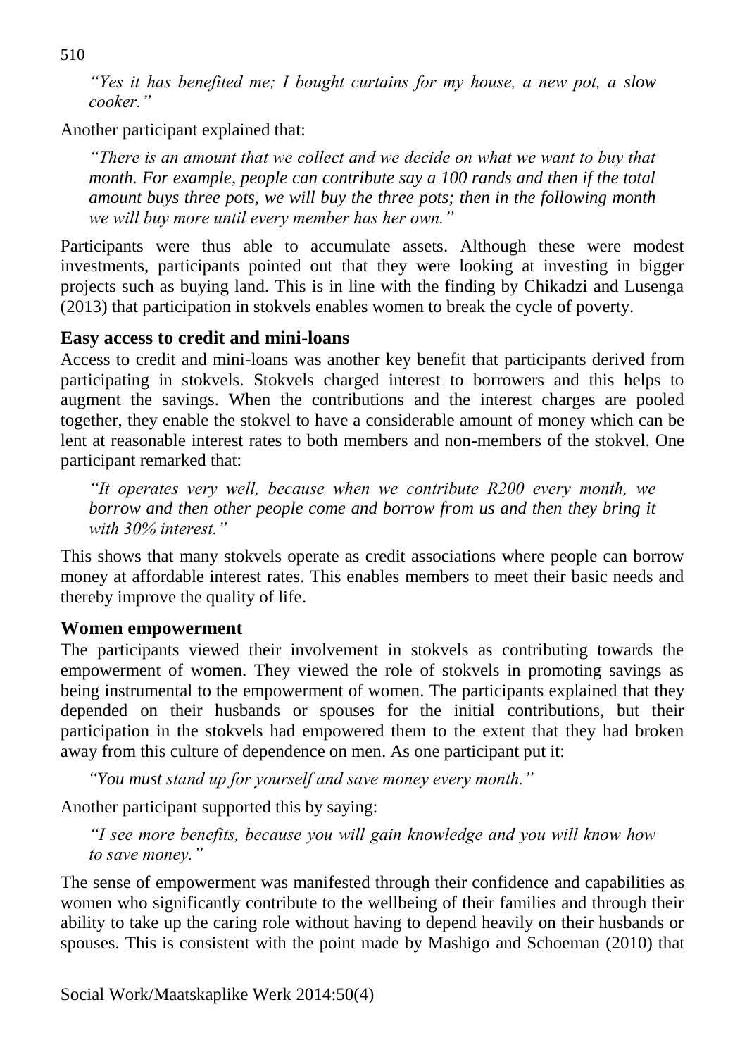> *"Yes it has benefited me; I bought curtains for my house, a new pot, a slow cooker."*

Another participant explained that:

> *"There is an amount that we collect and we decide on what we want to buy that month. For example, people can contribute say a 100 rands and then if the total amount buys three pots, we will buy the three pots; then in the following month we will buy more until every member has her own."*

Participants were thus able to accumulate assets. Although these were modest investments, participants pointed out that they were looking at investing in bigger projects such as buying land. This is in line with the finding by Chikadzi and Lusenga (2013) that participation in stokvels enables women to break the cycle of poverty.

### Easy access to credit and mini-loans

Access to credit and mini-loans was another key benefit that participants derived from participating in stokvels. Stokvels charged interest to borrowers and this helps to augment the savings. When the contributions and the interest charges are pooled together, they enable the stokvel to have a considerable amount of money which can be lent at reasonable interest rates to both members and non-members of the stokvel. One participant remarked that:

> *"It operates very well, because when we contribute R200 every month, we borrow and then other people come and borrow from us and then they bring it with 30% interest."*

This shows that many stokvels operate as credit associations where people can borrow money at affordable interest rates. This enables members to meet their basic needs and thereby improve the quality of life.

### Women empowerment

The participants viewed their involvement in stokvels as contributing towards the empowerment of women. They viewed the role of stokvels in promoting savings as being instrumental to the empowerment of women. The participants explained that they depended on their husbands or spouses for the initial contributions, but their participation in the stokvels had empowered them to the extent that they had broken away from this culture of dependence on men. As one participant put it:

> *"You must stand up for yourself and save money every month."*

Another participant supported this by saying:

> *"I see more benefits, because you will gain knowledge and you will know how to save money."*

The sense of empowerment was manifested through their confidence and capabilities as women who significantly contribute to the wellbeing of their families and through their ability to take up the caring role without having to depend heavily on their husbands or spouses. This is consistent with the point made by Mashigo and Schoeman (2010) that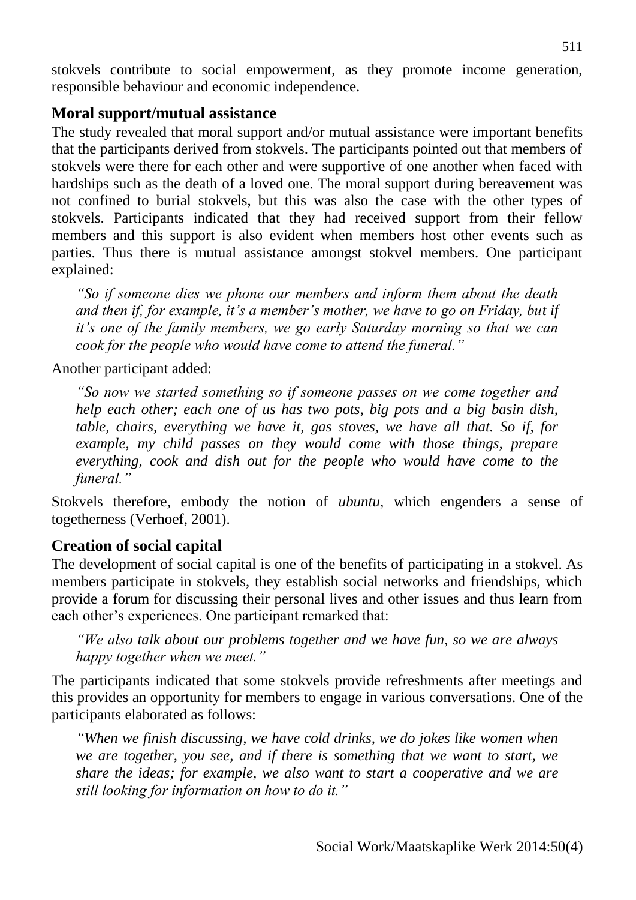stokvels contribute to social empowerment, as they promote income generation, responsible behaviour and economic independence.

### Moral support/mutual assistance

The study revealed that moral support and/or mutual assistance were important benefits that the participants derived from stokvels. The participants pointed out that members of stokvels were there for each other and were supportive of one another when faced with hardships such as the death of a loved one. The moral support during bereavement was not confined to burial stokvels, but this was also the case with the other types of stokvels. Participants indicated that they had received support from their fellow members and this support is also evident when members host other events such as parties. Thus there is mutual assistance amongst stokvel members. One participant explained:

> *"So if someone dies we phone our members and inform them about the death and then if, for example, it's a member's mother, we have to go on Friday, but if it's one of the family members, we go early Saturday morning so that we can cook for the people who would have come to attend the funeral."*

Another participant added:

> *"So now we started something so if someone passes on we come together and help each other; each one of us has two pots, big pots and a big basin dish, table, chairs, everything we have it, gas stoves, we have all that. So if, for example, my child passes on they would come with those things, prepare everything, cook and dish out for the people who would have come to the funeral."*

Stokvels therefore, embody the notion of *ubuntu*, which engenders a sense of togetherness (Verhoef, 2001).

### Creation of social capital

The development of social capital is one of the benefits of participating in a stokvel. As members participate in stokvels, they establish social networks and friendships, which provide a forum for discussing their personal lives and other issues and thus learn from each other's experiences. One participant remarked that:

> *"We also talk about our problems together and we have fun, so we are always happy together when we meet."*

The participants indicated that some stokvels provide refreshments after meetings and this provides an opportunity for members to engage in various conversations. One of the participants elaborated as follows:

> *"When we finish discussing, we have cold drinks, we do jokes like women when we are together, you see, and if there is something that we want to start, we share the ideas; for example, we also want to start a cooperative and we are still looking for information on how to do it."*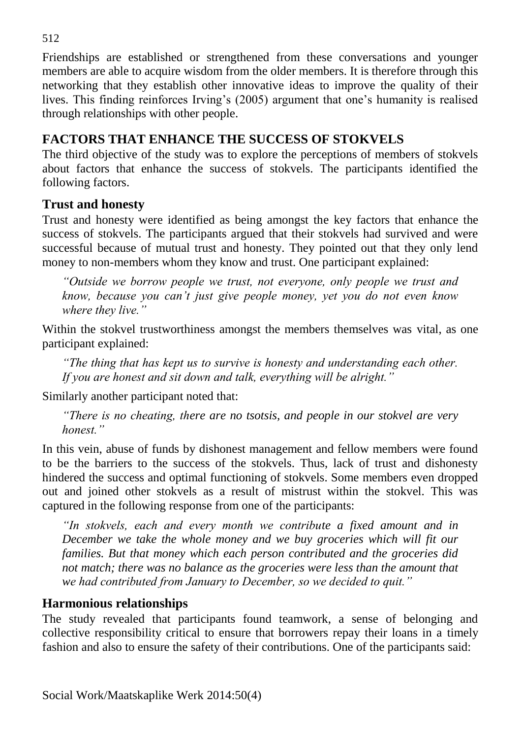Friendships are established or strengthened from these conversations and younger members are able to acquire wisdom from the older members. It is therefore through this networking that they establish other innovative ideas to improve the quality of their lives. This finding reinforces Irving's (2005) argument that one's humanity is realised through relationships with other people.

## FACTORS THAT ENHANCE THE SUCCESS OF STOKVELS

The third objective of the study was to explore the perceptions of members of stokvels about factors that enhance the success of stokvels. The participants identified the following factors.

### Trust and honesty

Trust and honesty were identified as being amongst the key factors that enhance the success of stokvels. The participants argued that their stokvels had survived and were successful because of mutual trust and honesty. They pointed out that they only lend money to non-members whom they know and trust. One participant explained:

> *"Outside we borrow people we trust, not everyone, only people we trust and know, because you can't just give people money, yet you do not even know where they live."*

Within the stokvel trustworthiness amongst the members themselves was vital, as one participant explained:

> *"The thing that has kept us to survive is honesty and understanding each other. If you are honest and sit down and talk, everything will be alright."*

Similarly another participant noted that:

> *"There is no cheating, there are no tsotsis, and people in our stokvel are very honest."*

In this vein, abuse of funds by dishonest management and fellow members were found to be the barriers to the success of the stokvels. Thus, lack of trust and dishonesty hindered the success and optimal functioning of stokvels. Some members even dropped out and joined other stokvels as a result of mistrust within the stokvel. This was captured in the following response from one of the participants:

> *"In stokvels, each and every month we contribute a fixed amount and in December we take the whole money and we buy groceries which will fit our families. But that money which each person contributed and the groceries did not match; there was no balance as the groceries were less than the amount that we had contributed from January to December, so we decided to quit."*

### Harmonious relationships

The study revealed that participants found teamwork, a sense of belonging and collective responsibility critical to ensure that borrowers repay their loans in a timely fashion and also to ensure the safety of their contributions. One of the participants said: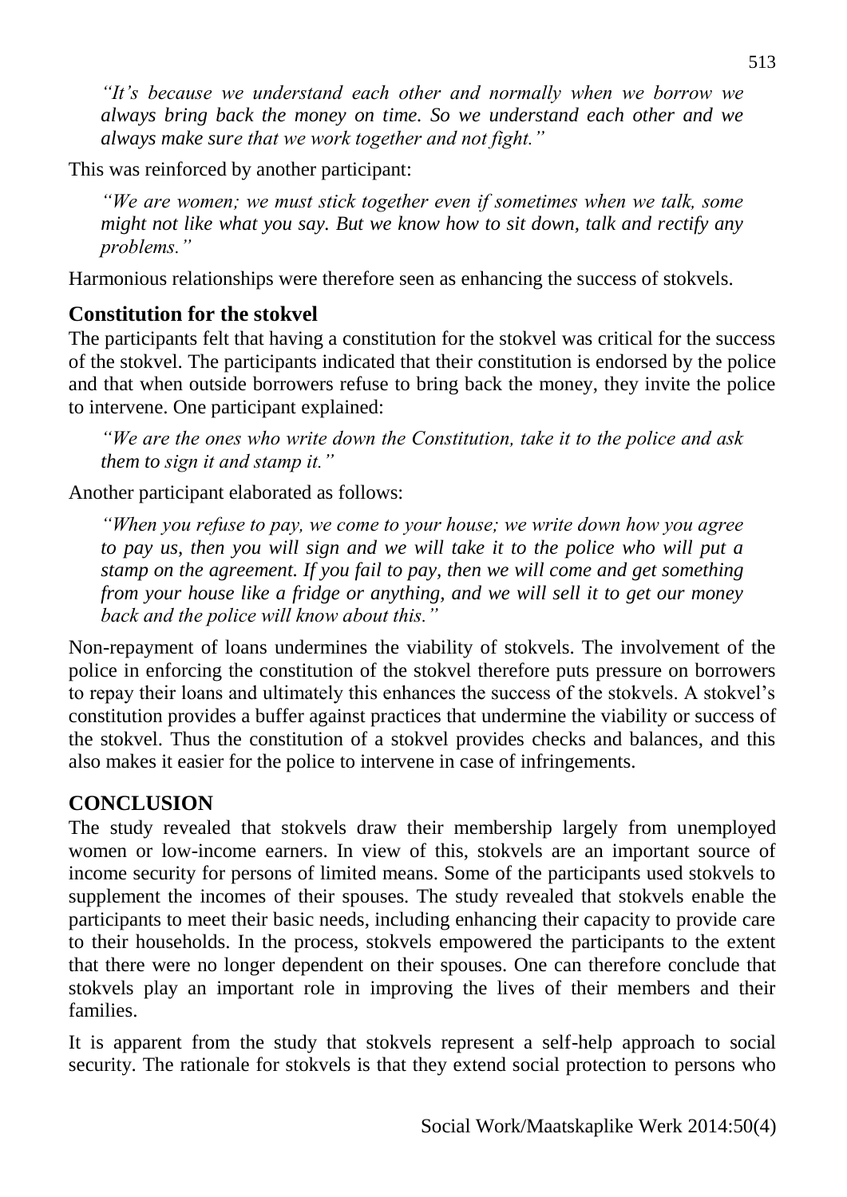*"It's because we understand each other and normally when we borrow we always bring back the money on time. So we understand each other and we always make sure that we work together and not fight."*

This was reinforced by another participant:

*"We are women; we must stick together even if sometimes when we talk, some might not like what you say. But we know how to sit down, talk and rectify any problems."*

Harmonious relationships were therefore seen as enhancing the success of stokvels.

### Constitution for the stokvel

The participants felt that having a constitution for the stokvel was critical for the success of the stokvel. The participants indicated that their constitution is endorsed by the police and that when outside borrowers refuse to bring back the money, they invite the police to intervene. One participant explained:

*"We are the ones who write down the Constitution, take it to the police and ask them to sign it and stamp it."*

Another participant elaborated as follows:

*"When you refuse to pay, we come to your house; we write down how you agree to pay us, then you will sign and we will take it to the police who will put a stamp on the agreement. If you fail to pay, then we will come and get something from your house like a fridge or anything, and we will sell it to get our money back and the police will know about this."*

Non-repayment of loans undermines the viability of stokvels. The involvement of the police in enforcing the constitution of the stokvel therefore puts pressure on borrowers to repay their loans and ultimately this enhances the success of the stokvels. A stokvel's constitution provides a buffer against practices that undermine the viability or success of the stokvel. Thus the constitution of a stokvel provides checks and balances, and this also makes it easier for the police to intervene in case of infringements.

## CONCLUSION

The study revealed that stokvels draw their membership largely from unemployed women or low-income earners. In view of this, stokvels are an important source of income security for persons of limited means. Some of the participants used stokvels to supplement the incomes of their spouses. The study revealed that stokvels enable the participants to meet their basic needs, including enhancing their capacity to provide care to their households. In the process, stokvels empowered the participants to the extent that there were no longer dependent on their spouses. One can therefore conclude that stokvels play an important role in improving the lives of their members and their families.

It is apparent from the study that stokvels represent a self-help approach to social security. The rationale for stokvels is that they extend social protection to persons who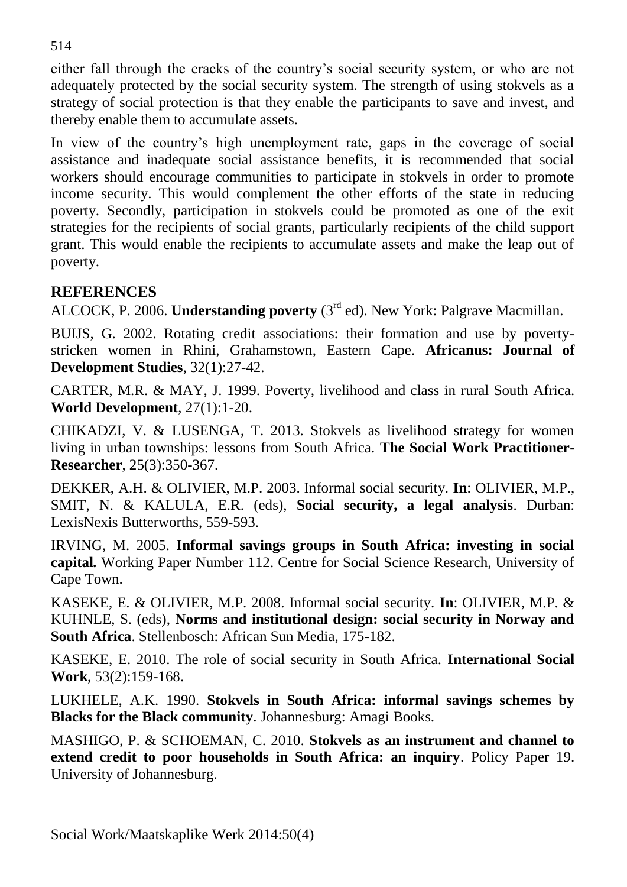either fall through the cracks of the country's social security system, or who are not adequately protected by the social security system. The strength of using stokvels as a strategy of social protection is that they enable the participants to save and invest, and thereby enable them to accumulate assets.

In view of the country's high unemployment rate, gaps in the coverage of social assistance and inadequate social assistance benefits, it is recommended that social workers should encourage communities to participate in stokvels in order to promote income security. This would complement the other efforts of the state in reducing poverty. Secondly, participation in stokvels could be promoted as one of the exit strategies for the recipients of social grants, particularly recipients of the child support grant. This would enable the recipients to accumulate assets and make the leap out of poverty.

## REFERENCES

ALCOCK, P. 2006. **Understanding poverty** (3rd ed). New York: Palgrave Macmillan.

BUIJS, G. 2002. Rotating credit associations: their formation and use by poverty-stricken women in Rhini, Grahamstown, Eastern Cape. **Africanus: Journal of Development Studies**, 32(1):27-42.

CARTER, M.R. & MAY, J. 1999. Poverty, livelihood and class in rural South Africa. **World Development**, 27(1):1-20.

CHIKADZI, V. & LUSENGA, T. 2013. Stokvels as livelihood strategy for women living in urban townships: lessons from South Africa. **The Social Work Practitioner-Researcher**, 25(3):350-367.

DEKKER, A.H. & OLIVIER, M.P. 2003. Informal social security. **In**: OLIVIER, M.P., SMIT, N. & KALULA, E.R. (eds), **Social security, a legal analysis**. Durban: LexisNexis Butterworths, 559-593.

IRVING, M. 2005. **Informal savings groups in South Africa: investing in social capital.** Working Paper Number 112. Centre for Social Science Research, University of Cape Town.

KASEKE, E. & OLIVIER, M.P. 2008. Informal social security. **In**: OLIVIER, M.P. & KUHNLE, S. (eds), **Norms and institutional design: social security in Norway and South Africa**. Stellenbosch: African Sun Media, 175-182.

KASEKE, E. 2010. The role of social security in South Africa. **International Social Work**, 53(2):159-168.

LUKHELE, A.K. 1990. **Stokvels in South Africa: informal savings schemes by Blacks for the Black community**. Johannesburg: Amagi Books.

MASHIGO, P. & SCHOEMAN, C. 2010. **Stokvels as an instrument and channel to extend credit to poor households in South Africa: an inquiry**. Policy Paper 19. University of Johannesburg.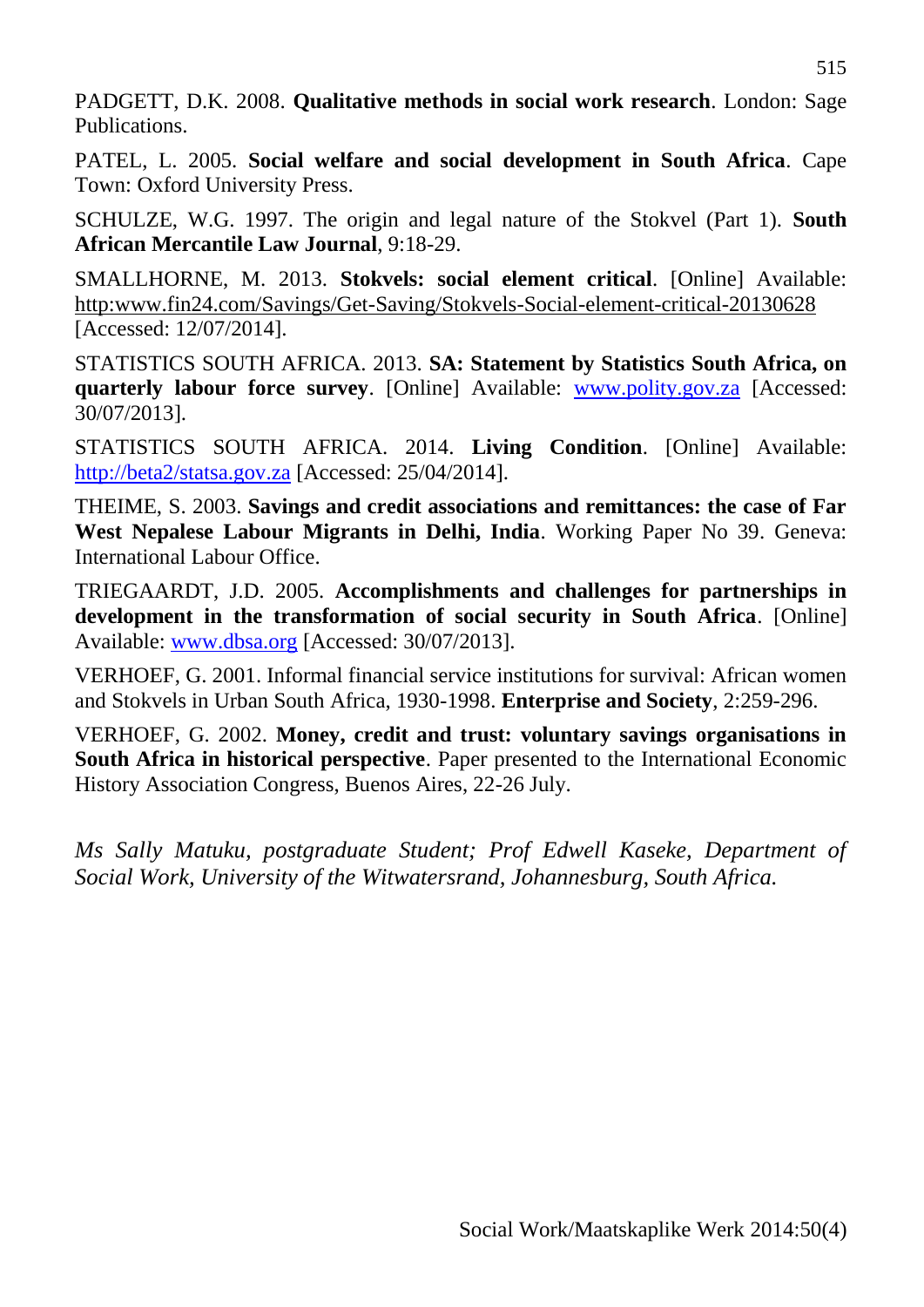PADGETT, D.K. 2008. **Qualitative methods in social work research**. London: Sage Publications.

PATEL, L. 2005. **Social welfare and social development in South Africa**. Cape Town: Oxford University Press.

SCHULZE, W.G. 1997. The origin and legal nature of the Stokvel (Part 1). **South African Mercantile Law Journal**, 9:18-29.

SMALLHORNE, M. 2013. **Stokvels: social element critical**. [Online] Available: http:www.fin24.com/Savings/Get-Saving/Stokvels-Social-element-critical-20130628 [Accessed: 12/07/2014].

STATISTICS SOUTH AFRICA. 2013. **SA: Statement by Statistics South Africa, on quarterly labour force survey**. [Online] Available: www.polity.gov.za [Accessed: 30/07/2013].

STATISTICS SOUTH AFRICA. 2014. **Living Condition**. [Online] Available: http://beta2/statsa.gov.za [Accessed: 25/04/2014].

THEIME, S. 2003. **Savings and credit associations and remittances: the case of Far West Nepalese Labour Migrants in Delhi, India**. Working Paper No 39. Geneva: International Labour Office.

TRIEGAARDT, J.D. 2005. **Accomplishments and challenges for partnerships in development in the transformation of social security in South Africa**. [Online] Available: www.dbsa.org [Accessed: 30/07/2013].

VERHOEF, G. 2001. Informal financial service institutions for survival: African women and Stokvels in Urban South Africa, 1930-1998. **Enterprise and Society**, 2:259-296.

VERHOEF, G. 2002. **Money, credit and trust: voluntary savings organisations in South Africa in historical perspective**. Paper presented to the International Economic History Association Congress, Buenos Aires, 22-26 July.

*Ms Sally Matuku, postgraduate Student; Prof Edwell Kaseke, Department of Social Work, University of the Witwatersrand, Johannesburg, South Africa.*